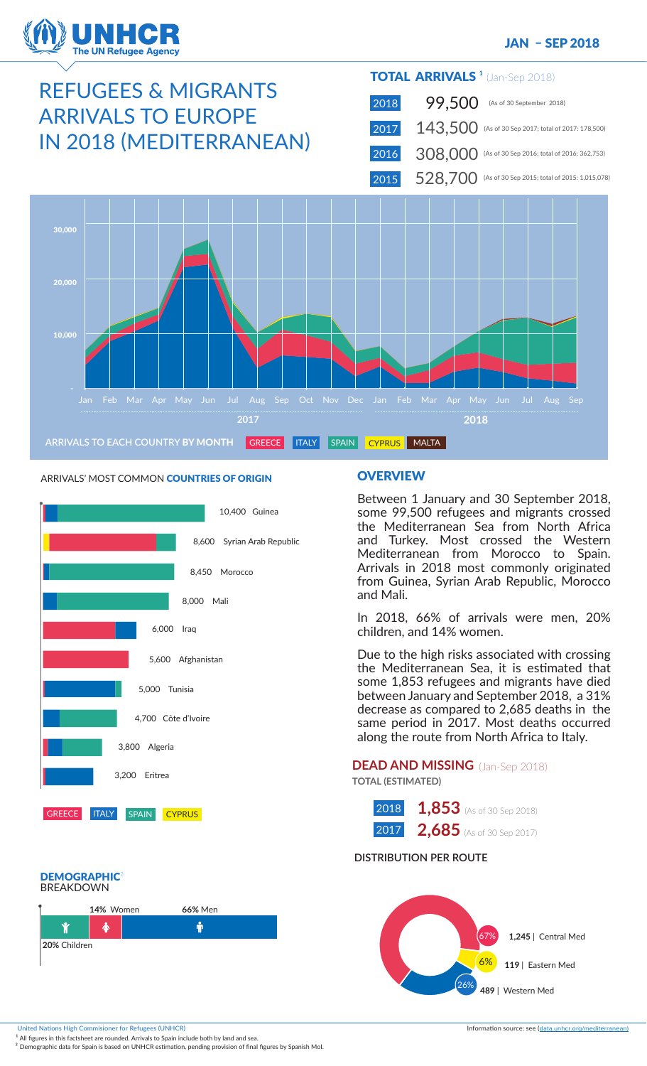# REFUGEES & MIGRANTS ARRIVALS TO EUROPE IN 2018 (MEDITERRANEAN)

JAN – SEP 2018

## TOTAL ARRIVALS [1] (Jan-Sep 2018)

| Year | Arrivals | Note |
|---|---|---|
| 2018 | 99,500 | (As of 30 September 2018) |
| 2017 | 143,500 | (As of 30 Sep 2017; total of 2017: 178,500) |
| 2016 | 308,000 | (As of 30 Sep 2016; total of 2016: 362,753) |
| 2015 | 528,700 | (As of 30 Sep 2015; total of 2015: 1,015,078) |

ARRIVALS TO EACH COUNTRY **BY MONTH** — GREECE, ITALY, SPAIN, CYPRUS, MALTA

ARRIVALS' MOST COMMON **COUNTRIES OF ORIGIN**

| Country | Arrivals |
|---|---|
| Guinea | 10,400 |
| Syrian Arab Republic | 8,600 |
| Morocco | 8,450 |
| Mali | 8,000 |
| Iraq | 6,000 |
| Afghanistan | 5,600 |
| Tunisia | 5,000 |
| Côte d'Ivoire | 4,700 |
| Algeria | 3,800 |
| Eritrea | 3,200 |

GREECE, ITALY, SPAIN, CYPRUS

## OVERVIEW

Between 1 January and 30 September 2018, some 99,500 refugees and migrants crossed the Mediterranean Sea from North Africa and Turkey. Most crossed the Western Mediterranean from Morocco to Spain. Arrivals in 2018 most commonly originated from Guinea, Syrian Arab Republic, Morocco and Mali.

In 2018, 66% of arrivals were men, 20% children, and 14% women.

Due to the high risks associated with crossing the Mediterranean Sea, it is estimated that some 1,853 refugees and migrants have died between January and September 2018, a 31% decrease as compared to 2,685 deaths in the same period in 2017. Most deaths occurred along the route from North Africa to Italy.

## DEAD AND MISSING (Jan-Sep 2018)

**TOTAL (ESTIMATED)**

| Year | Dead and missing | Note |
|---|---|---|
| 2018 | **1,853** | (As of 30 Sep 2018) |
| 2017 | **2,685** | (As of 30 Sep 2017) |

**DISTRIBUTION PER ROUTE**

| Route | Dead and missing | Share |
|---|---|---|
| Central Med | 1,245 | 67% |
| Eastern Med | 119 | 6% |
| Western Med | 489 | 26% |

## DEMOGRAPHIC [2] BREAKDOWN

**14%** Women · **66%** Men · **20%** Children

United Nations High Commisioner for Refugees (UNHCR)

Information source: see (data.unhcr.org/mediterranean)

[1] All figures in this factsheet are rounded. Arrivals to Spain include both by land and sea.

[2] Demographic data for Spain is based on UNHCR estimation, pending provision of final figures by Spanish MoI.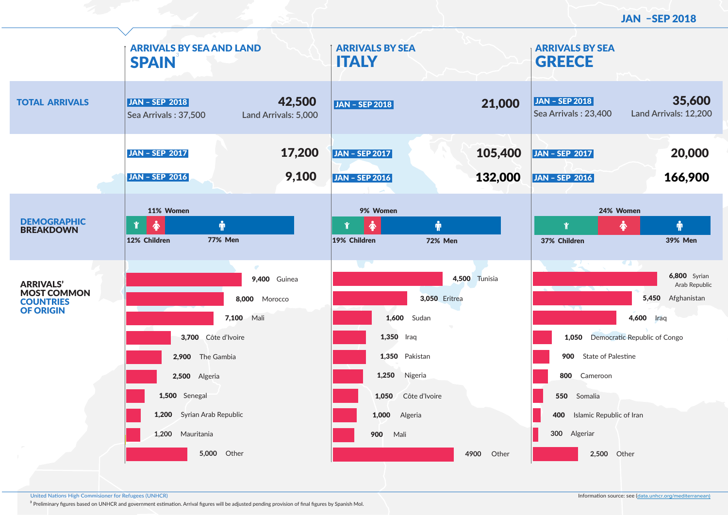JAN –SEP 2018

| | ARRIVALS BY SEA AND LAND **SPAIN**[3] | ARRIVALS BY SEA **ITALY** | ARRIVALS BY SEA **GREECE** |
|---|---|---|---|
| **TOTAL ARRIVALS** JAN – SEP 2018 | **42,500** (Sea Arrivals : 37,500; Land Arrivals: 5,000) | **21,000** | **35,600** (Sea Arrivals : 23,400; Land Arrivals: 12,200) |
| JAN – SEP 2017 | **17,200** | **105,400** | **20,000** |
| JAN – SEP 2016 | **9,100** | **132,000** | **166,900** |

**DEMOGRAPHIC BREAKDOWN**

Spain: 11% Women, 12% Children, 77% Men

Italy: 9% Women, 19% Children, 72% Men

Greece: 24% Women, 37% Children, 39% Men

**ARRIVALS' MOST COMMON COUNTRIES OF ORIGIN**

Spain:
9,400 Guinea
8,000 Morocco
7,100 Mali
3,700 Côte d'Ivoire
2,900 The Gambia
2,500 Algeria
1,500 Senegal
1,200 Syrian Arab Republic
1,200 Mauritania
5,000 Other

Italy:
4,500 Tunisia
3,050 Eritrea
1,600 Sudan
1,350 Iraq
1,350 Pakistan
1,250 Nigeria
1,050 Côte d'Ivoire
1,000 Algeria
900 Mali
4900 Other

Greece:
6,800 Syrian Arab Republic
5,450 Afghanistan
4,600 Iraq
1,050 Democratic Republic of Congo
900 State of Palestine
800 Cameroon
550 Somalia
400 Islamic Republic of Iran
300 Algeriar
2,500 Other

United Nations High Commisioner for Refugees (UNHCR)

[3] Preliminary figures based on UNHCR and government estimation. Arrival figures will be adjusted pending provision of final figures by Spanish MoI.

Information source: see (data.unhcr.org/mediterranean)